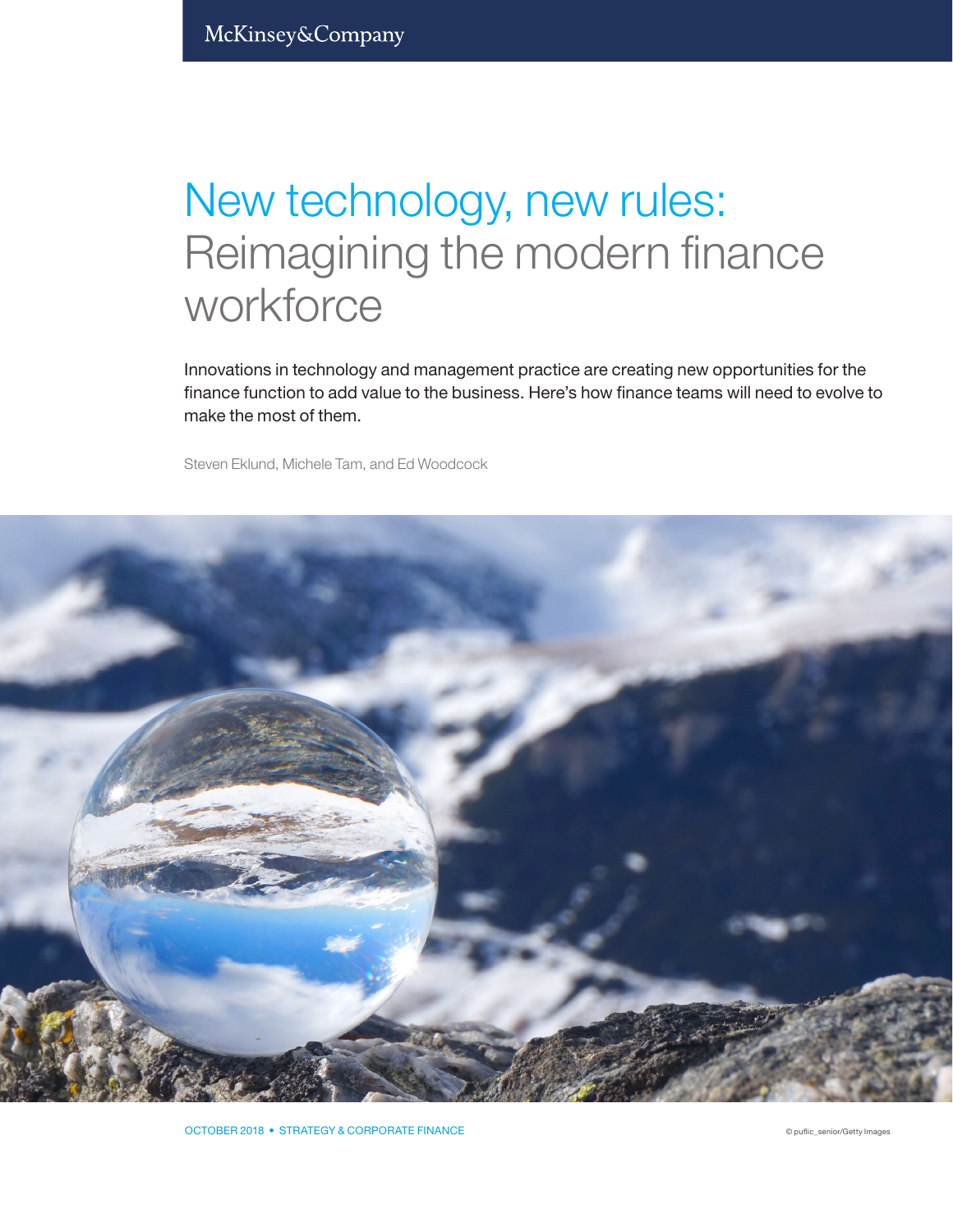# New technology, new rules: Reimagining the modern finance workforce

Innovations in technology and management practice are creating new opportunities for the finance function to add value to the business. Here's how finance teams will need to evolve to make the most of them.

Steven Eklund, Michele Tam, and Ed Woodcock

OCTOBER 2018 • STRATEGY & CORPORATE FINANCE

© puflic_senior/Getty Images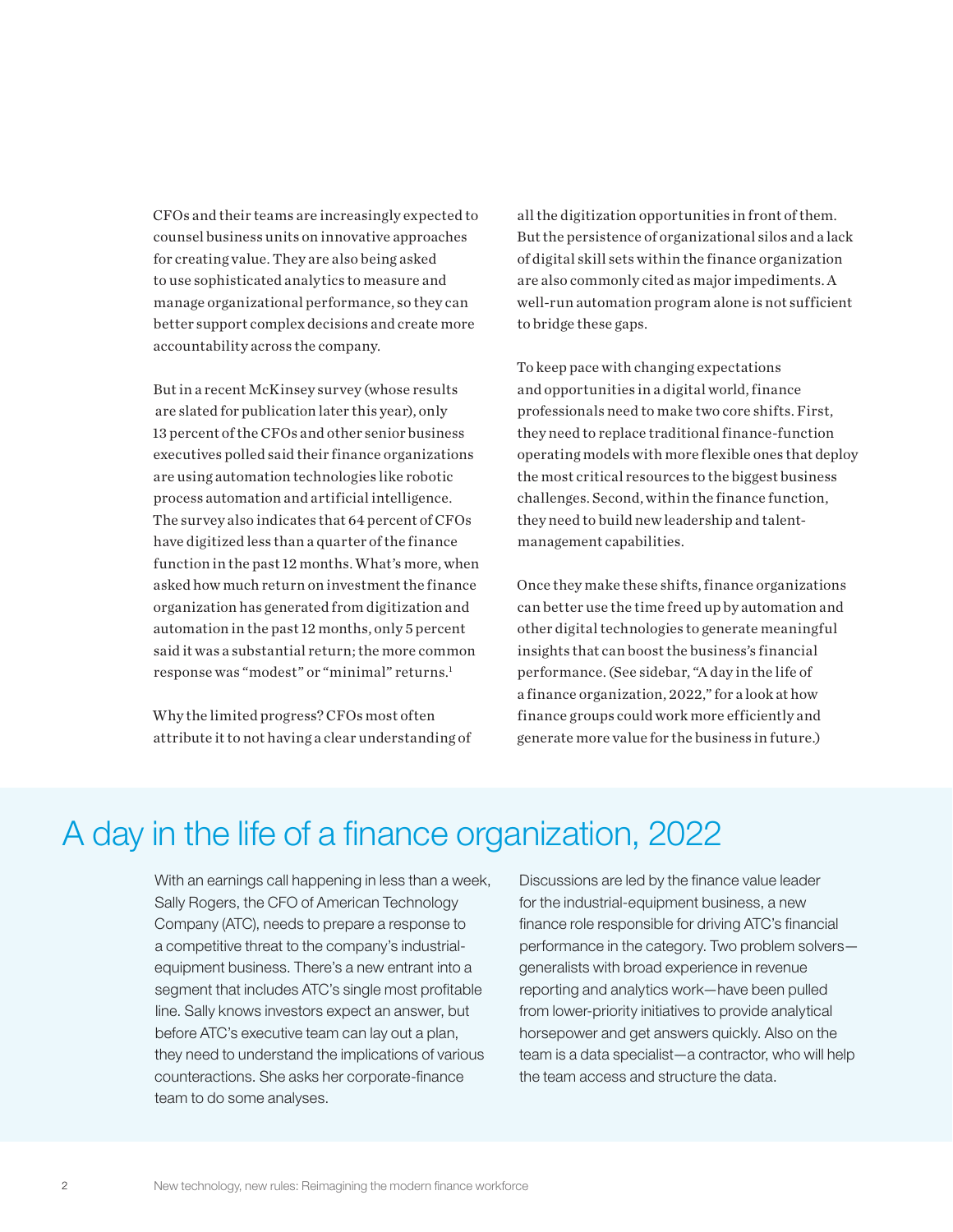CFOs and their teams are increasingly expected to counsel business units on innovative approaches for creating value. They are also being asked to use sophisticated analytics to measure and manage organizational performance, so they can better support complex decisions and create more accountability across the company.

But in a recent McKinsey survey (whose results are slated for publication later this year), only 13 percent of the CFOs and other senior business executives polled said their finance organizations are using automation technologies like robotic process automation and artificial intelligence. The survey also indicates that 64 percent of CFOs have digitized less than a quarter of the finance function in the past 12 months. What's more, when asked how much return on investment the finance organization has generated from digitization and automation in the past 12 months, only 5 percent said it was a substantial return; the more common response was "modest" or "minimal" returns.[1]

Why the limited progress? CFOs most often attribute it to not having a clear understanding of all the digitization opportunities in front of them. But the persistence of organizational silos and a lack of digital skill sets within the finance organization are also commonly cited as major impediments. A well-run automation program alone is not sufficient to bridge these gaps.

To keep pace with changing expectations and opportunities in a digital world, finance professionals need to make two core shifts. First, they need to replace traditional finance-function operating models with more flexible ones that deploy the most critical resources to the biggest business challenges. Second, within the finance function, they need to build new leadership and talent-management capabilities.

Once they make these shifts, finance organizations can better use the time freed up by automation and other digital technologies to generate meaningful insights that can boost the business's financial performance. (See sidebar, "A day in the life of a finance organization, 2022," for a look at how finance groups could work more efficiently and generate more value for the business in future.)

## A day in the life of a finance organization, 2022

With an earnings call happening in less than a week, Sally Rogers, the CFO of American Technology Company (ATC), needs to prepare a response to a competitive threat to the company's industrial-equipment business. There's a new entrant into a segment that includes ATC's single most profitable line. Sally knows investors expect an answer, but before ATC's executive team can lay out a plan, they need to understand the implications of various counteractions. She asks her corporate-finance team to do some analyses.

Discussions are led by the finance value leader for the industrial-equipment business, a new finance role responsible for driving ATC's financial performance in the category. Two problem solvers—generalists with broad experience in revenue reporting and analytics work—have been pulled from lower-priority initiatives to provide analytical horsepower and get answers quickly. Also on the team is a data specialist—a contractor, who will help the team access and structure the data.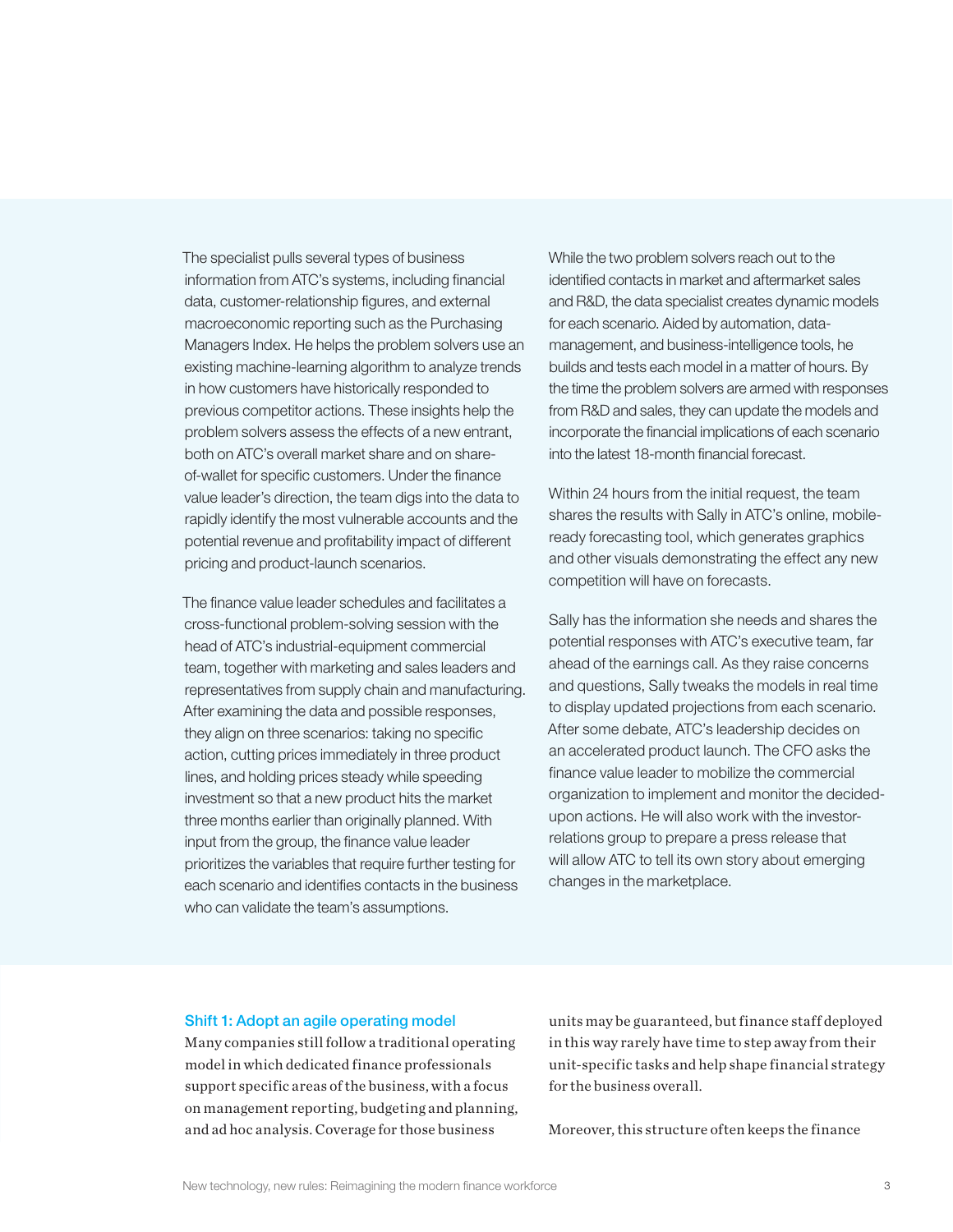The specialist pulls several types of business information from ATC's systems, including financial data, customer-relationship figures, and external macroeconomic reporting such as the Purchasing Managers Index. He helps the problem solvers use an existing machine-learning algorithm to analyze trends in how customers have historically responded to previous competitor actions. These insights help the problem solvers assess the effects of a new entrant, both on ATC's overall market share and on share-of-wallet for specific customers. Under the finance value leader's direction, the team digs into the data to rapidly identify the most vulnerable accounts and the potential revenue and profitability impact of different pricing and product-launch scenarios.

The finance value leader schedules and facilitates a cross-functional problem-solving session with the head of ATC's industrial-equipment commercial team, together with marketing and sales leaders and representatives from supply chain and manufacturing. After examining the data and possible responses, they align on three scenarios: taking no specific action, cutting prices immediately in three product lines, and holding prices steady while speeding investment so that a new product hits the market three months earlier than originally planned. With input from the group, the finance value leader prioritizes the variables that require further testing for each scenario and identifies contacts in the business who can validate the team's assumptions.

While the two problem solvers reach out to the identified contacts in market and aftermarket sales and R&D, the data specialist creates dynamic models for each scenario. Aided by automation, data-management, and business-intelligence tools, he builds and tests each model in a matter of hours. By the time the problem solvers are armed with responses from R&D and sales, they can update the models and incorporate the financial implications of each scenario into the latest 18-month financial forecast.

Within 24 hours from the initial request, the team shares the results with Sally in ATC's online, mobile-ready forecasting tool, which generates graphics and other visuals demonstrating the effect any new competition will have on forecasts.

Sally has the information she needs and shares the potential responses with ATC's executive team, far ahead of the earnings call. As they raise concerns and questions, Sally tweaks the models in real time to display updated projections from each scenario. After some debate, ATC's leadership decides on an accelerated product launch. The CFO asks the finance value leader to mobilize the commercial organization to implement and monitor the decided-upon actions. He will also work with the investor-relations group to prepare a press release that will allow ATC to tell its own story about emerging changes in the marketplace.

### Shift 1: Adopt an agile operating model

Many companies still follow a traditional operating model in which dedicated finance professionals support specific areas of the business, with a focus on management reporting, budgeting and planning, and ad hoc analysis. Coverage for those business units may be guaranteed, but finance staff deployed in this way rarely have time to step away from their unit-specific tasks and help shape financial strategy for the business overall.

Moreover, this structure often keeps the finance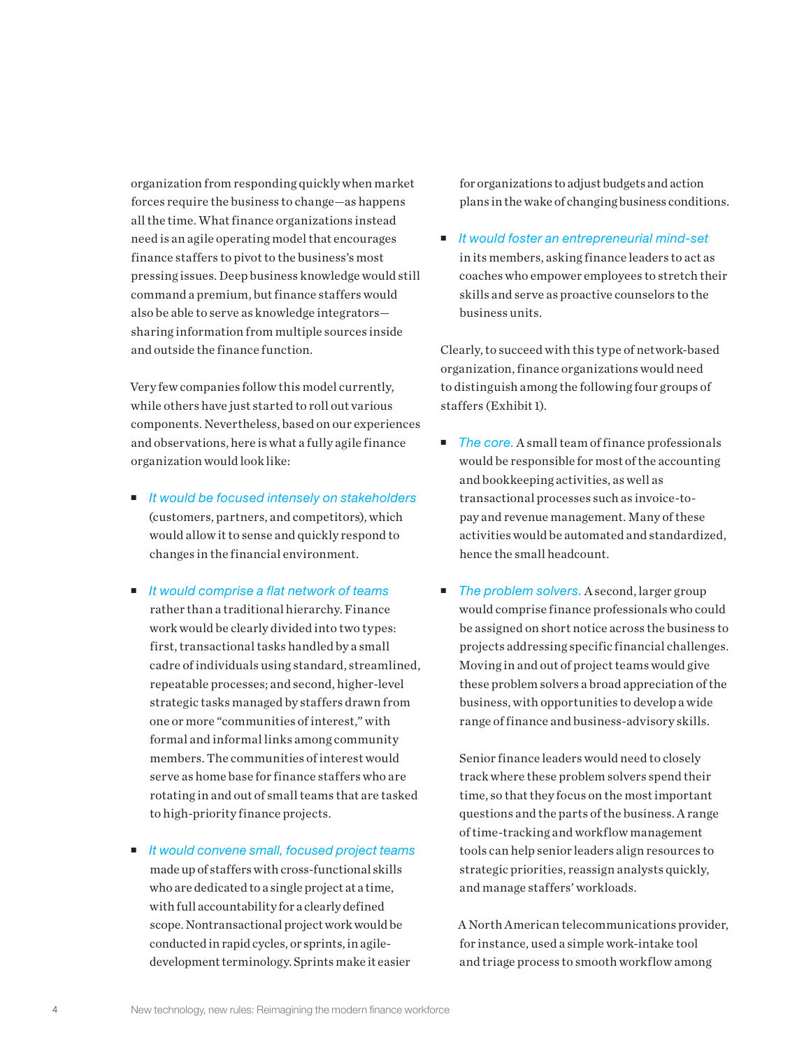organization from responding quickly when market forces require the business to change—as happens all the time. What finance organizations instead need is an agile operating model that encourages finance staffers to pivot to the business's most pressing issues. Deep business knowledge would still command a premium, but finance staffers would also be able to serve as knowledge integrators—sharing information from multiple sources inside and outside the finance function.

Very few companies follow this model currently, while others have just started to roll out various components. Nevertheless, based on our experiences and observations, here is what a fully agile finance organization would look like:

- *It would be focused intensely on stakeholders* (customers, partners, and competitors), which would allow it to sense and quickly respond to changes in the financial environment.

- *It would comprise a flat network of teams* rather than a traditional hierarchy. Finance work would be clearly divided into two types: first, transactional tasks handled by a small cadre of individuals using standard, streamlined, repeatable processes; and second, higher-level strategic tasks managed by staffers drawn from one or more "communities of interest," with formal and informal links among community members. The communities of interest would serve as home base for finance staffers who are rotating in and out of small teams that are tasked to high-priority finance projects.

- *It would convene small, focused project teams* made up of staffers with cross-functional skills who are dedicated to a single project at a time, with full accountability for a clearly defined scope. Nontransactional project work would be conducted in rapid cycles, or sprints, in agile-development terminology. Sprints make it easier for organizations to adjust budgets and action plans in the wake of changing business conditions.

- *It would foster an entrepreneurial mind-set* in its members, asking finance leaders to act as coaches who empower employees to stretch their skills and serve as proactive counselors to the business units.

Clearly, to succeed with this type of network-based organization, finance organizations would need to distinguish among the following four groups of staffers (Exhibit 1).

- *The core.* A small team of finance professionals would be responsible for most of the accounting and bookkeeping activities, as well as transactional processes such as invoice-to-pay and revenue management. Many of these activities would be automated and standardized, hence the small headcount.

- *The problem solvers.* A second, larger group would comprise finance professionals who could be assigned on short notice across the business to projects addressing specific financial challenges. Moving in and out of project teams would give these problem solvers a broad appreciation of the business, with opportunities to develop a wide range of finance and business-advisory skills.

  Senior finance leaders would need to closely track where these problem solvers spend their time, so that they focus on the most important questions and the parts of the business. A range of time-tracking and workflow management tools can help senior leaders align resources to strategic priorities, reassign analysts quickly, and manage staffers' workloads.

  A North American telecommunications provider, for instance, used a simple work-intake tool and triage process to smooth workflow among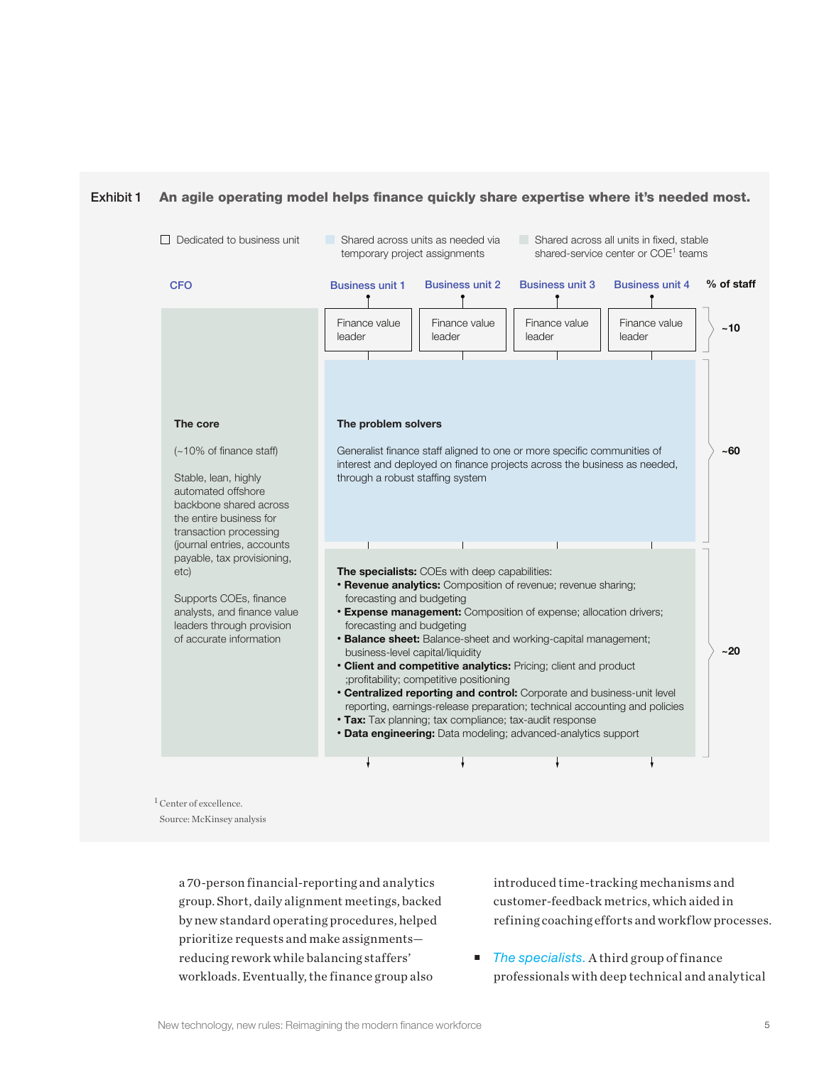**Exhibit 1** **An agile operating model helps finance quickly share expertise where it's needed most.**

- Dedicated to business unit
- Shared across units as needed via temporary project assignments
- Shared across all units in fixed, stable shared-service center or COE[1] teams

| CFO | Business unit 1 | Business unit 2 | Business unit 3 | Business unit 4 | % of staff |
|---|---|---|---|---|---|
| | Finance value leader | Finance value leader | Finance value leader | Finance value leader | ~10 |

**The core**

(~10% of finance staff)

Stable, lean, highly automated offshore backbone shared across the entire business for transaction processing (journal entries, accounts payable, tax provisioning, etc)

Supports COEs, finance analysts, and finance value leaders through provision of accurate information

**The problem solvers** (~60% of staff)

Generalist finance staff aligned to one or more specific communities of interest and deployed on finance projects across the business as needed, through a robust staffing system

**The specialists:** COEs with deep capabilities: (~20% of staff)

- **Revenue analytics:** Composition of revenue; revenue sharing; forecasting and budgeting
- **Expense management:** Composition of expense; allocation drivers; forecasting and budgeting
- **Balance sheet:** Balance-sheet and working-capital management; business-level capital/liquidity
- **Client and competitive analytics:** Pricing; client and product ;profitability; competitive positioning
- **Centralized reporting and control:** Corporate and business-unit level reporting, earnings-release preparation; technical accounting and policies
- **Tax:** Tax planning; tax compliance; tax-audit response
- **Data engineering:** Data modeling; advanced-analytics support

[1] Center of excellence.

Source: McKinsey analysis

a 70-person financial-reporting and analytics group. Short, daily alignment meetings, backed by new standard operating procedures, helped prioritize requests and make assignments—reducing rework while balancing staffers' workloads. Eventually, the finance group also introduced time-tracking mechanisms and customer-feedback metrics, which aided in refining coaching efforts and workflow processes.

- *The specialists.* A third group of finance professionals with deep technical and analytical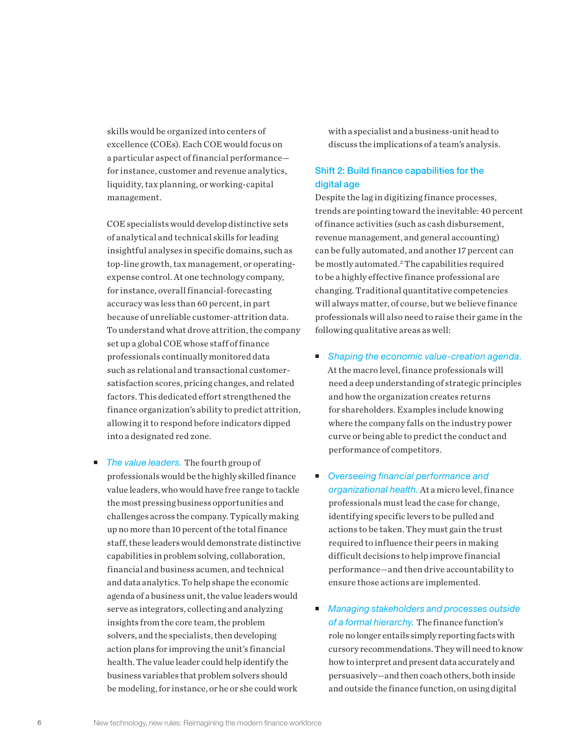skills would be organized into centers of excellence (COEs). Each COE would focus on a particular aspect of financial performance—for instance, customer and revenue analytics, liquidity, tax planning, or working-capital management.

COE specialists would develop distinctive sets of analytical and technical skills for leading insightful analyses in specific domains, such as top-line growth, tax management, or operating-expense control. At one technology company, for instance, overall financial-forecasting accuracy was less than 60 percent, in part because of unreliable customer-attrition data. To understand what drove attrition, the company set up a global COE whose staff of finance professionals continually monitored data such as relational and transactional customer-satisfaction scores, pricing changes, and related factors. This dedicated effort strengthened the finance organization's ability to predict attrition, allowing it to respond before indicators dipped into a designated red zone.

- *The value leaders.* The fourth group of professionals would be the highly skilled finance value leaders, who would have free range to tackle the most pressing business opportunities and challenges across the company. Typically making up no more than 10 percent of the total finance staff, these leaders would demonstrate distinctive capabilities in problem solving, collaboration, financial and business acumen, and technical and data analytics. To help shape the economic agenda of a business unit, the value leaders would serve as integrators, collecting and analyzing insights from the core team, the problem solvers, and the specialists, then developing action plans for improving the unit's financial health. The value leader could help identify the business variables that problem solvers should be modeling, for instance, or he or she could work with a specialist and a business-unit head to discuss the implications of a team's analysis.

### Shift 2: Build finance capabilities for the digital age

Despite the lag in digitizing finance processes, trends are pointing toward the inevitable: 40 percent of finance activities (such as cash disbursement, revenue management, and general accounting) can be fully automated, and another 17 percent can be mostly automated.[2] The capabilities required to be a highly effective finance professional are changing. Traditional quantitative competencies will always matter, of course, but we believe finance professionals will also need to raise their game in the following qualitative areas as well:

- *Shaping the economic value-creation agenda.* At the macro level, finance professionals will need a deep understanding of strategic principles and how the organization creates returns for shareholders. Examples include knowing where the company falls on the industry power curve or being able to predict the conduct and performance of competitors.

- *Overseeing financial performance and organizational health.* At a micro level, finance professionals must lead the case for change, identifying specific levers to be pulled and actions to be taken. They must gain the trust required to influence their peers in making difficult decisions to help improve financial performance—and then drive accountability to ensure those actions are implemented.

- *Managing stakeholders and processes outside of a formal hierarchy.* The finance function's role no longer entails simply reporting facts with cursory recommendations. They will need to know how to interpret and present data accurately and persuasively—and then coach others, both inside and outside the finance function, on using digital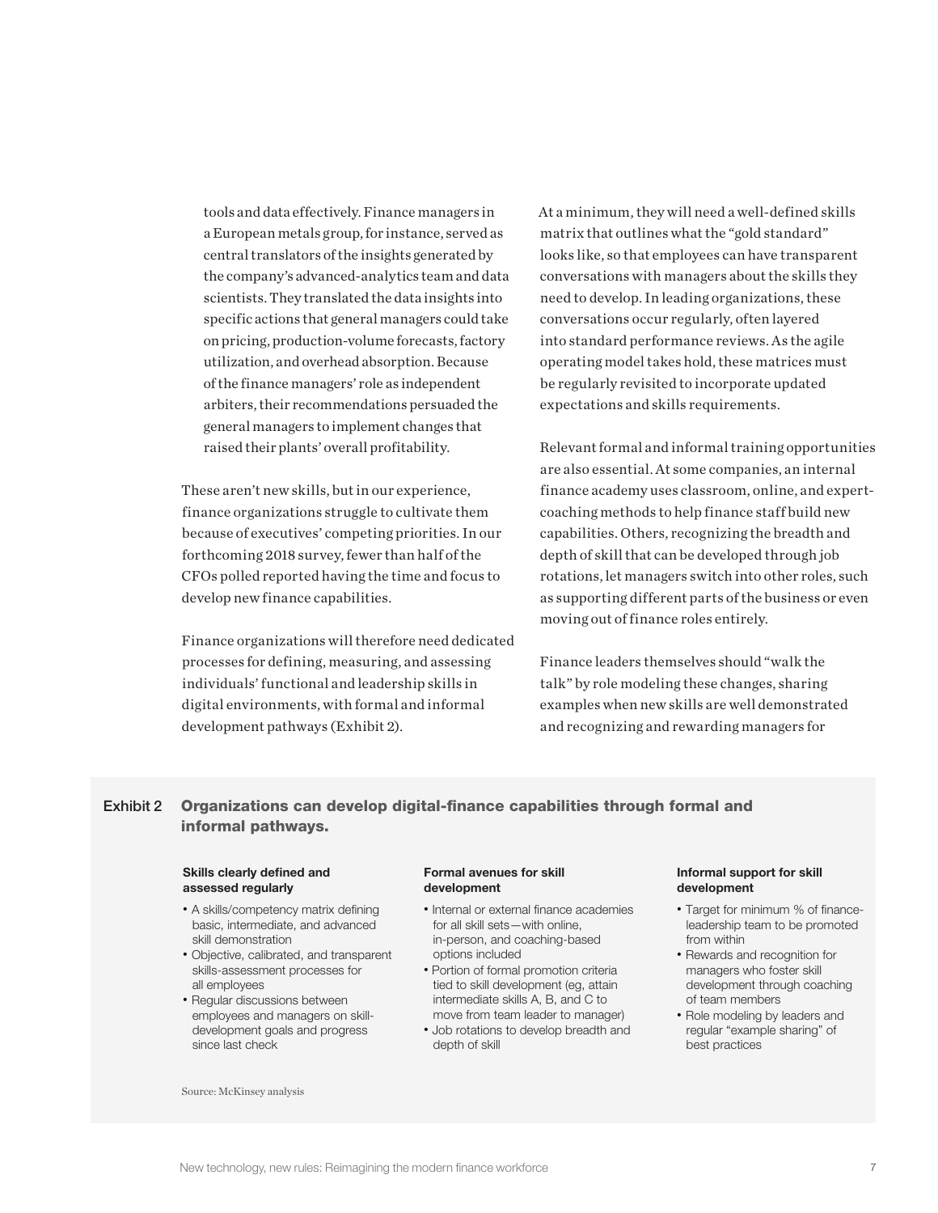tools and data effectively. Finance managers in a European metals group, for instance, served as central translators of the insights generated by the company's advanced-analytics team and data scientists. They translated the data insights into specific actions that general managers could take on pricing, production-volume forecasts, factory utilization, and overhead absorption. Because of the finance managers' role as independent arbiters, their recommendations persuaded the general managers to implement changes that raised their plants' overall profitability.

These aren't new skills, but in our experience, finance organizations struggle to cultivate them because of executives' competing priorities. In our forthcoming 2018 survey, fewer than half of the CFOs polled reported having the time and focus to develop new finance capabilities.

Finance organizations will therefore need dedicated processes for defining, measuring, and assessing individuals' functional and leadership skills in digital environments, with formal and informal development pathways (Exhibit 2).

At a minimum, they will need a well-defined skills matrix that outlines what the "gold standard" looks like, so that employees can have transparent conversations with managers about the skills they need to develop. In leading organizations, these conversations occur regularly, often layered into standard performance reviews. As the agile operating model takes hold, these matrices must be regularly revisited to incorporate updated expectations and skills requirements.

Relevant formal and informal training opportunities are also essential. At some companies, an internal finance academy uses classroom, online, and expert-coaching methods to help finance staff build new capabilities. Others, recognizing the breadth and depth of skill that can be developed through job rotations, let managers switch into other roles, such as supporting different parts of the business or even moving out of finance roles entirely.

Finance leaders themselves should "walk the talk" by role modeling these changes, sharing examples when new skills are well demonstrated and recognizing and rewarding managers for

**Exhibit 2** **Organizations can develop digital-finance capabilities through formal and informal pathways.**

**Skills clearly defined and assessed regularly**

- A skills/competency matrix defining basic, intermediate, and advanced skill demonstration
- Objective, calibrated, and transparent skills-assessment processes for all employees
- Regular discussions between employees and managers on skill-development goals and progress since last check

**Formal avenues for skill development**

- Internal or external finance academies for all skill sets—with online, in-person, and coaching-based options included
- Portion of formal promotion criteria tied to skill development (eg, attain intermediate skills A, B, and C to move from team leader to manager)
- Job rotations to develop breadth and depth of skill

**Informal support for skill development**

- Target for minimum % of finance-leadership team to be promoted from within
- Rewards and recognition for managers who foster skill development through coaching of team members
- Role modeling by leaders and regular "example sharing" of best practices

Source: McKinsey analysis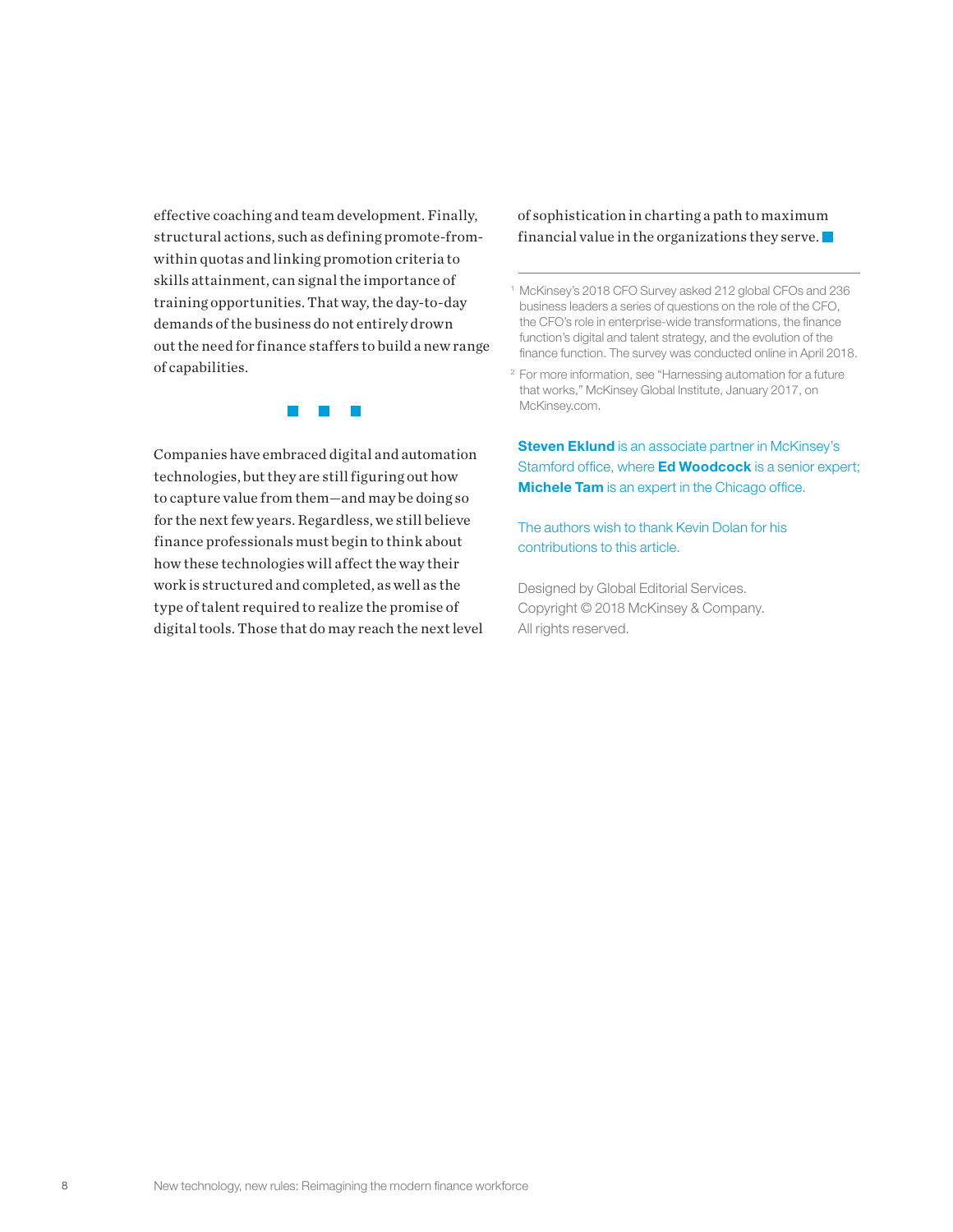effective coaching and team development. Finally, structural actions, such as defining promote-from-within quotas and linking promotion criteria to skills attainment, can signal the importance of training opportunities. That way, the day-to-day demands of the business do not entirely drown out the need for finance staffers to build a new range of capabilities.

■ ■ ■

Companies have embraced digital and automation technologies, but they are still figuring out how to capture value from them—and may be doing so for the next few years. Regardless, we still believe finance professionals must begin to think about how these technologies will affect the way their work is structured and completed, as well as the type of talent required to realize the promise of digital tools. Those that do may reach the next level of sophistication in charting a path to maximum financial value in the organizations they serve. ■

---

[1] McKinsey's 2018 CFO Survey asked 212 global CFOs and 236 business leaders a series of questions on the role of the CFO, the CFO's role in enterprise-wide transformations, the finance function's digital and talent strategy, and the evolution of the finance function. The survey was conducted online in April 2018.

[2] For more information, see "Harnessing automation for a future that works," McKinsey Global Institute, January 2017, on McKinsey.com.

**Steven Eklund** is an associate partner in McKinsey's Stamford office, where **Ed Woodcock** is a senior expert; **Michele Tam** is an expert in the Chicago office.

The authors wish to thank Kevin Dolan for his contributions to this article.

Designed by Global Editorial Services.
Copyright © 2018 McKinsey & Company.
All rights reserved.